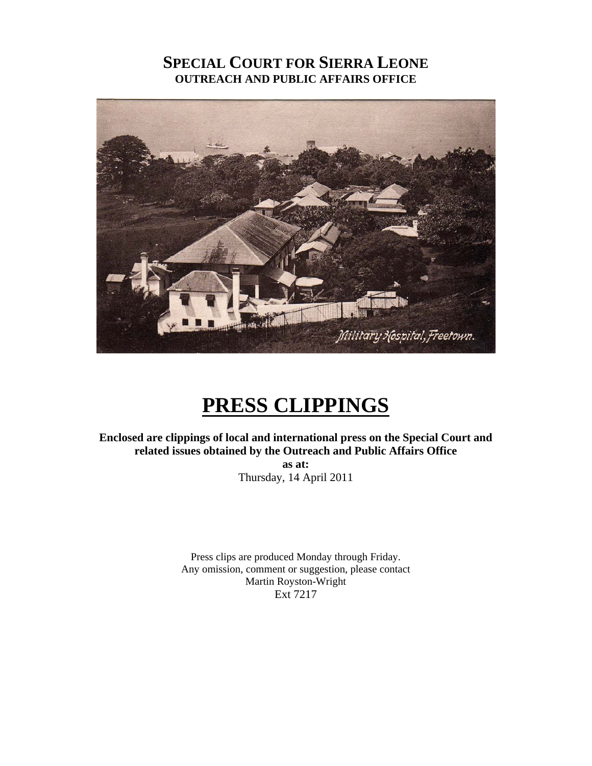# SPECIAL COURT FOR SIERRA LEONE
## OUTREACH AND PUBLIC AFFAIRS OFFICE

Military Hospital, Freetown.

# PRESS CLIPPINGS

**Enclosed are clippings of local and international press on the Special Court and related issues obtained by the Outreach and Public Affairs Office**

**as at:**

Thursday, 14 April 2011

Press clips are produced Monday through Friday.
Any omission, comment or suggestion, please contact
Martin Royston-Wright
Ext 7217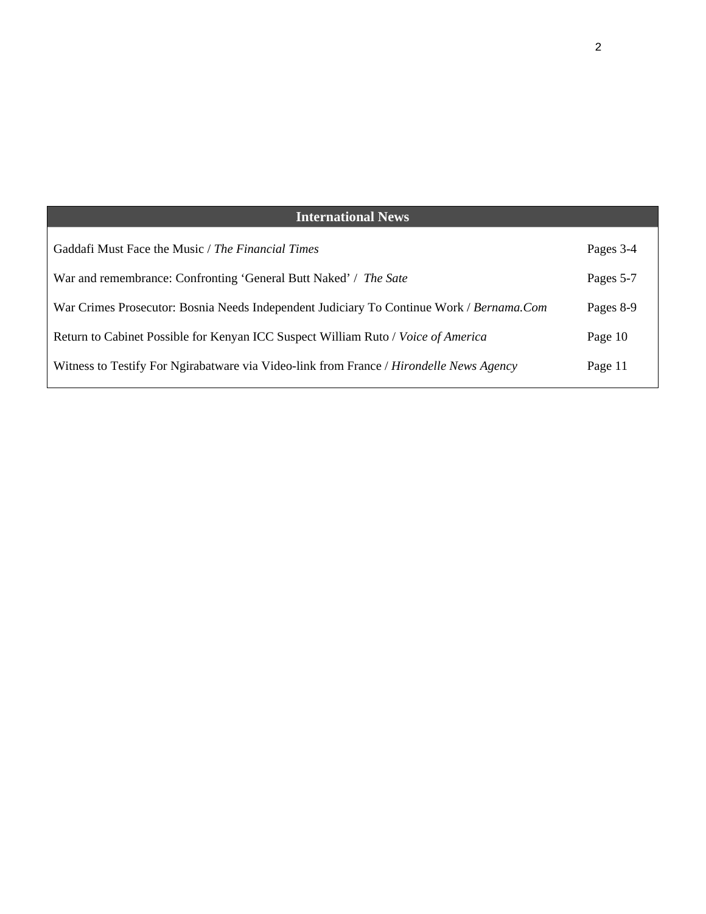| International News | |
| --- | --- |
| Gaddafi Must Face the Music / *The Financial Times* | Pages 3-4 |
| War and remembrance: Confronting 'General Butt Naked' / *The Sate* | Pages 5-7 |
| War Crimes Prosecutor: Bosnia Needs Independent Judiciary To Continue Work / *Bernama.Com* | Pages 8-9 |
| Return to Cabinet Possible for Kenyan ICC Suspect William Ruto / *Voice of America* | Page 10 |
| Witness to Testify For Ngirabatware via Video-link from France / *Hirondelle News Agency* | Page 11 |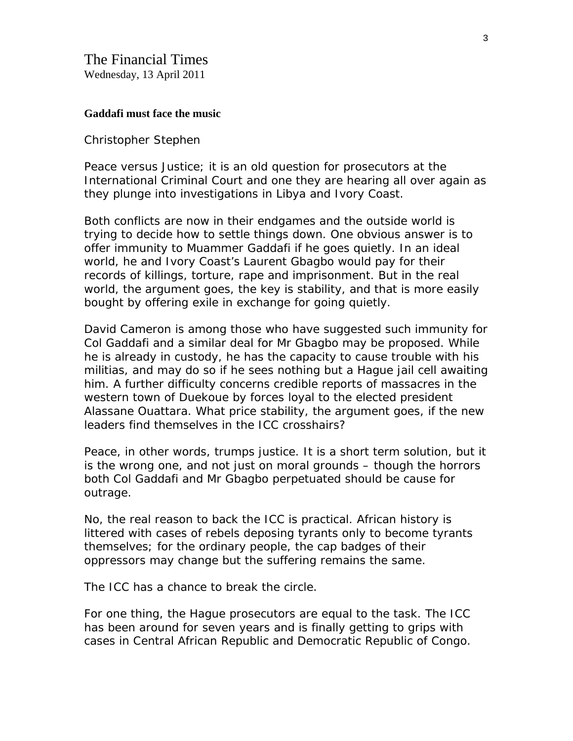The Financial Times

Wednesday, 13 April 2011

**Gaddafi must face the music**

Christopher Stephen

Peace versus Justice; it is an old question for prosecutors at the International Criminal Court and one they are hearing all over again as they plunge into investigations in Libya and Ivory Coast.

Both conflicts are now in their endgames and the outside world is trying to decide how to settle things down. One obvious answer is to offer immunity to Muammer Gaddafi if he goes quietly. In an ideal world, he and Ivory Coast's Laurent Gbagbo would pay for their records of killings, torture, rape and imprisonment. But in the real world, the argument goes, the key is stability, and that is more easily bought by offering exile in exchange for going quietly.

David Cameron is among those who have suggested such immunity for Col Gaddafi and a similar deal for Mr Gbagbo may be proposed. While he is already in custody, he has the capacity to cause trouble with his militias, and may do so if he sees nothing but a Hague jail cell awaiting him. A further difficulty concerns credible reports of massacres in the western town of Duekoue by forces loyal to the elected president Alassane Ouattara. What price stability, the argument goes, if the new leaders find themselves in the ICC crosshairs?

Peace, in other words, trumps justice. It is a short term solution, but it is the wrong one, and not just on moral grounds – though the horrors both Col Gaddafi and Mr Gbagbo perpetuated should be cause for outrage.

No, the real reason to back the ICC is practical. African history is littered with cases of rebels deposing tyrants only to become tyrants themselves; for the ordinary people, the cap badges of their oppressors may change but the suffering remains the same.

The ICC has a chance to break the circle.

For one thing, the Hague prosecutors are equal to the task. The ICC has been around for seven years and is finally getting to grips with cases in Central African Republic and Democratic Republic of Congo.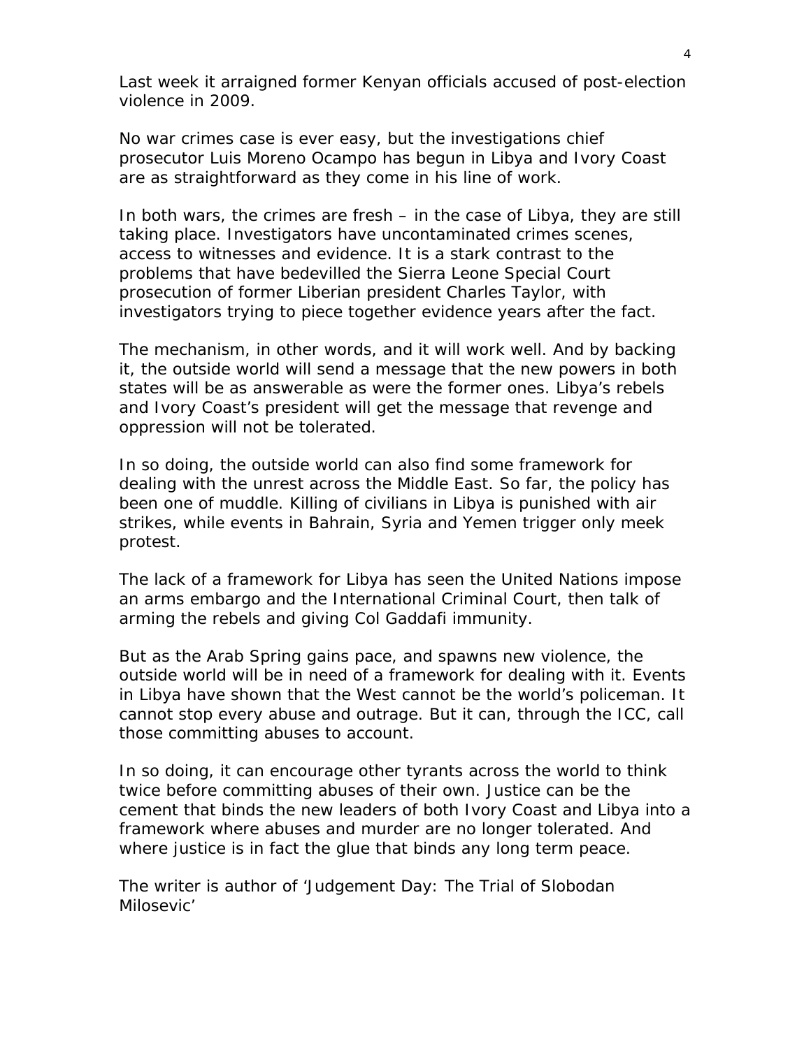Last week it arraigned former Kenyan officials accused of post-election violence in 2009.

No war crimes case is ever easy, but the investigations chief prosecutor Luis Moreno Ocampo has begun in Libya and Ivory Coast are as straightforward as they come in his line of work.

In both wars, the crimes are fresh – in the case of Libya, they are still taking place. Investigators have uncontaminated crimes scenes, access to witnesses and evidence. It is a stark contrast to the problems that have bedevilled the Sierra Leone Special Court prosecution of former Liberian president Charles Taylor, with investigators trying to piece together evidence years after the fact.

The mechanism, in other words, and it will work well. And by backing it, the outside world will send a message that the new powers in both states will be as answerable as were the former ones. Libya's rebels and Ivory Coast's president will get the message that revenge and oppression will not be tolerated.

In so doing, the outside world can also find some framework for dealing with the unrest across the Middle East. So far, the policy has been one of muddle. Killing of civilians in Libya is punished with air strikes, while events in Bahrain, Syria and Yemen trigger only meek protest.

The lack of a framework for Libya has seen the United Nations impose an arms embargo and the International Criminal Court, then talk of arming the rebels and giving Col Gaddafi immunity.

But as the Arab Spring gains pace, and spawns new violence, the outside world will be in need of a framework for dealing with it. Events in Libya have shown that the West cannot be the world's policeman. It cannot stop every abuse and outrage. But it can, through the ICC, call those committing abuses to account.

In so doing, it can encourage other tyrants across the world to think twice before committing abuses of their own. Justice can be the cement that binds the new leaders of both Ivory Coast and Libya into a framework where abuses and murder are no longer tolerated. And where justice is in fact the glue that binds any long term peace.

*The writer is author of 'Judgement Day: The Trial of Slobodan Milosevic'*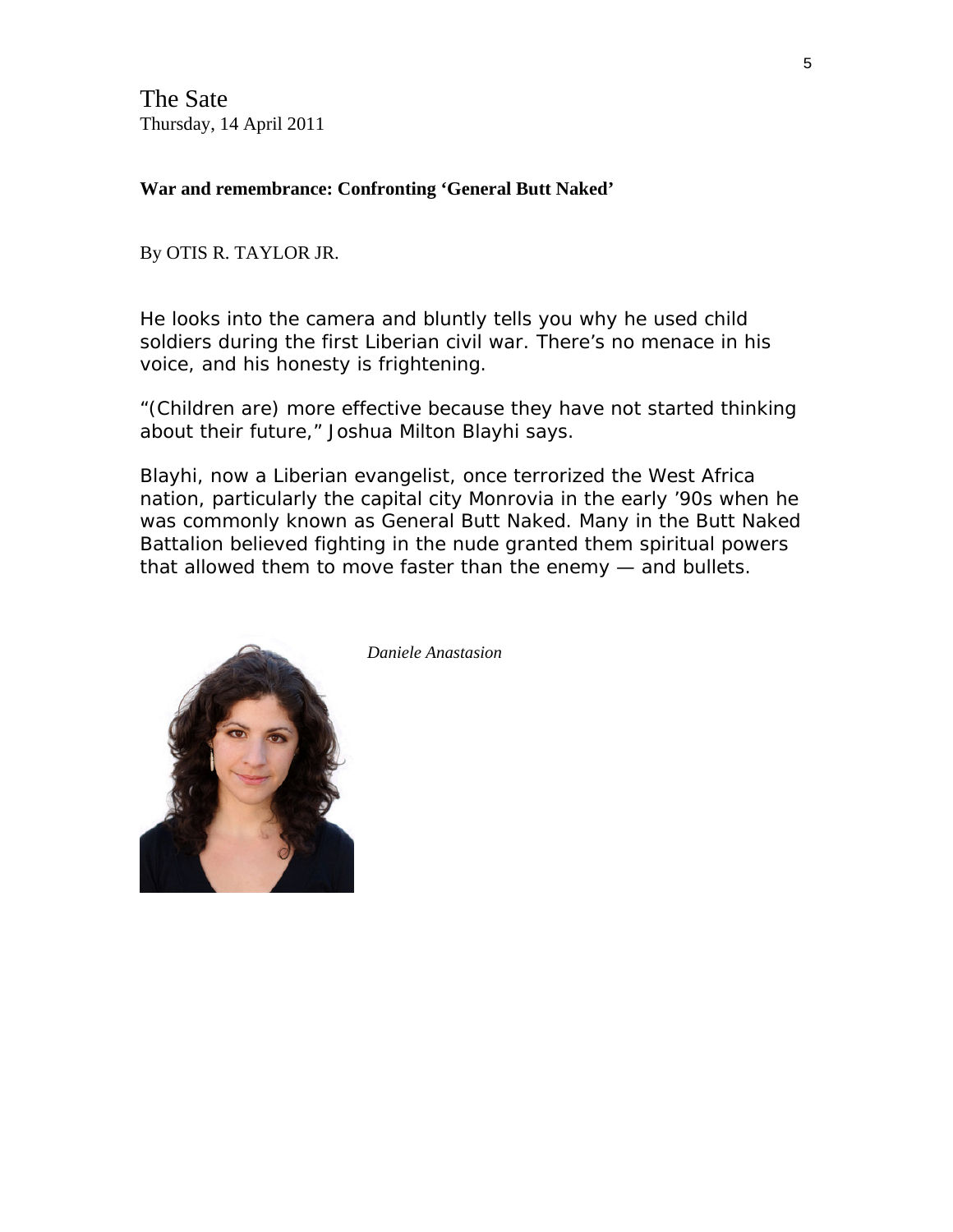The Sate
Thursday, 14 April 2011

**War and remembrance: Confronting 'General Butt Naked'**

By OTIS R. TAYLOR JR.

He looks into the camera and bluntly tells you why he used child soldiers during the first Liberian civil war. There's no menace in his voice, and his honesty is frightening.

"(Children are) more effective because they have not started thinking about their future," Joshua Milton Blayhi says.

Blayhi, now a Liberian evangelist, once terrorized the West Africa nation, particularly the capital city Monrovia in the early '90s when he was commonly known as General Butt Naked. Many in the Butt Naked Battalion believed fighting in the nude granted them spiritual powers that allowed them to move faster than the enemy — and bullets.

*Daniele Anastasion*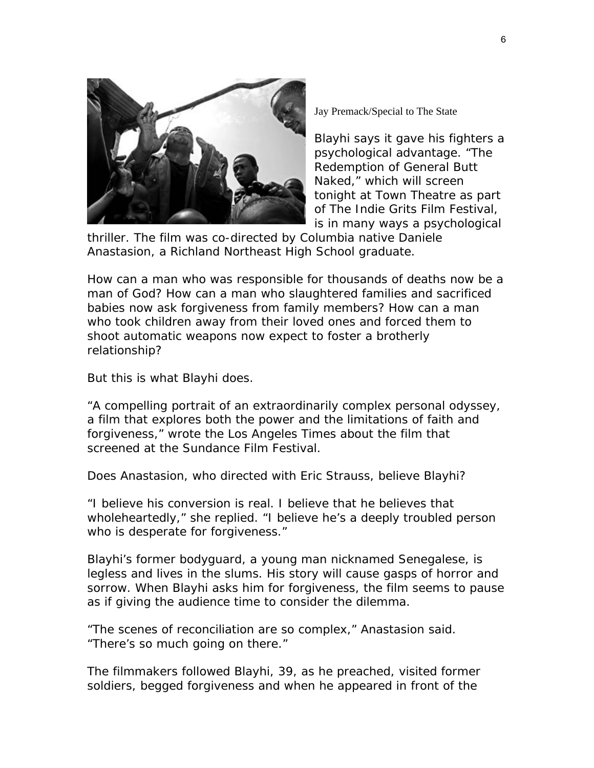Jay Premack/Special to The State

Blayhi says it gave his fighters a psychological advantage. "The Redemption of General Butt Naked," which will screen tonight at Town Theatre as part of The Indie Grits Film Festival, is in many ways a psychological thriller. The film was co-directed by Columbia native Daniele Anastasion, a Richland Northeast High School graduate.

How can a man who was responsible for thousands of deaths now be a man of God? How can a man who slaughtered families and sacrificed babies now ask forgiveness from family members? How can a man who took children away from their loved ones and forced them to shoot automatic weapons now expect to foster a brotherly relationship?

But this is what Blayhi does.

"A compelling portrait of an extraordinarily complex personal odyssey, a film that explores both the power and the limitations of faith and forgiveness," wrote the Los Angeles Times about the film that screened at the Sundance Film Festival.

Does Anastasion, who directed with Eric Strauss, believe Blayhi?

"I believe his conversion is real. I believe that he believes that wholeheartedly," she replied. "I believe he's a deeply troubled person who is desperate for forgiveness."

Blayhi's former bodyguard, a young man nicknamed Senegalese, is legless and lives in the slums. His story will cause gasps of horror and sorrow. When Blayhi asks him for forgiveness, the film seems to pause as if giving the audience time to consider the dilemma.

"The scenes of reconciliation are so complex," Anastasion said. "There's so much going on there."

The filmmakers followed Blayhi, 39, as he preached, visited former soldiers, begged forgiveness and when he appeared in front of the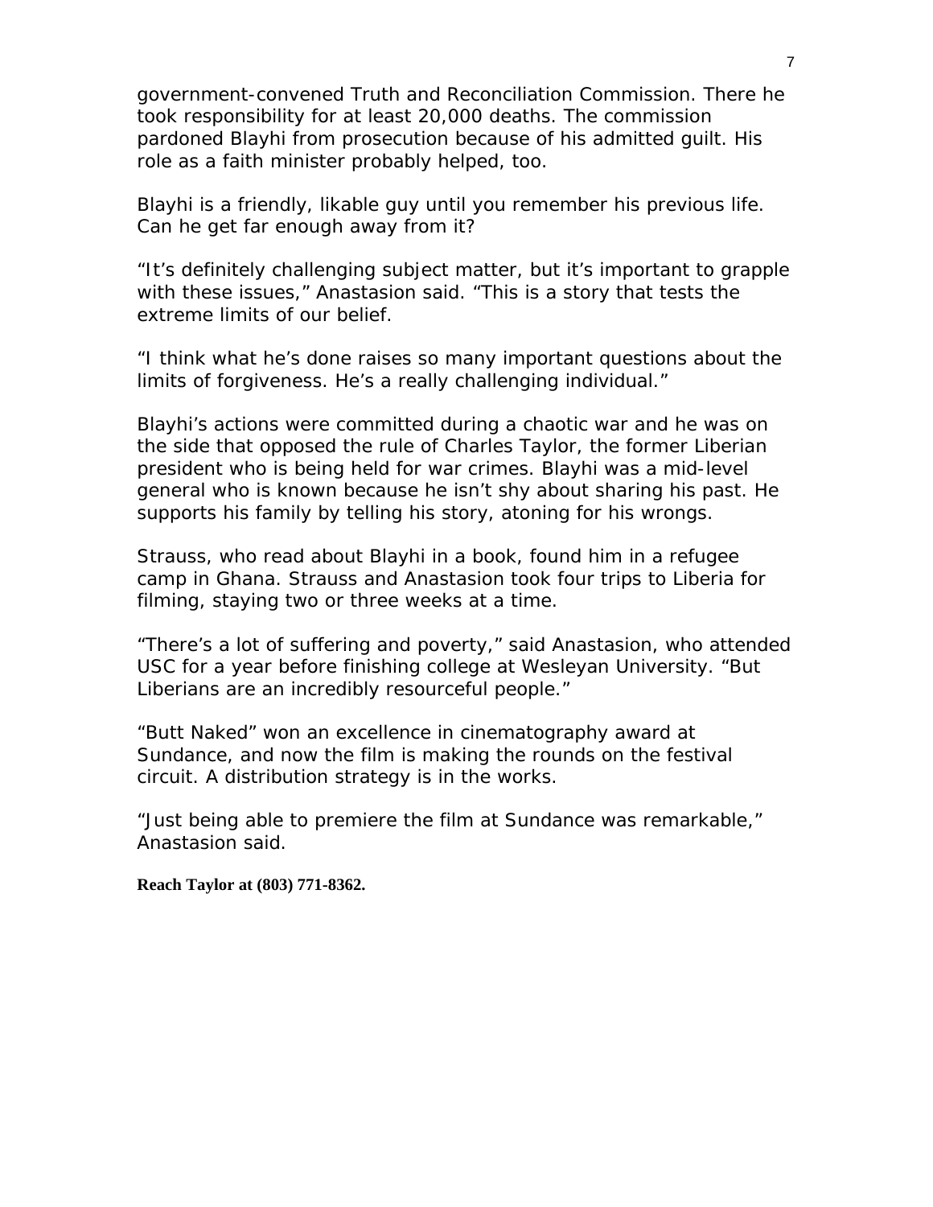government-convened Truth and Reconciliation Commission. There he took responsibility for at least 20,000 deaths. The commission pardoned Blayhi from prosecution because of his admitted guilt. His role as a faith minister probably helped, too.

Blayhi is a friendly, likable guy until you remember his previous life. Can he get far enough away from it?

"It's definitely challenging subject matter, but it's important to grapple with these issues," Anastasion said. "This is a story that tests the extreme limits of our belief.

"I think what he's done raises so many important questions about the limits of forgiveness. He's a really challenging individual."

Blayhi's actions were committed during a chaotic war and he was on the side that opposed the rule of Charles Taylor, the former Liberian president who is being held for war crimes. Blayhi was a mid-level general who is known because he isn't shy about sharing his past. He supports his family by telling his story, atoning for his wrongs.

Strauss, who read about Blayhi in a book, found him in a refugee camp in Ghana. Strauss and Anastasion took four trips to Liberia for filming, staying two or three weeks at a time.

"There's a lot of suffering and poverty," said Anastasion, who attended USC for a year before finishing college at Wesleyan University. "But Liberians are an incredibly resourceful people."

"Butt Naked" won an excellence in cinematography award at Sundance, and now the film is making the rounds on the festival circuit. A distribution strategy is in the works.

"Just being able to premiere the film at Sundance was remarkable," Anastasion said.

**Reach Taylor at (803) 771-8362.**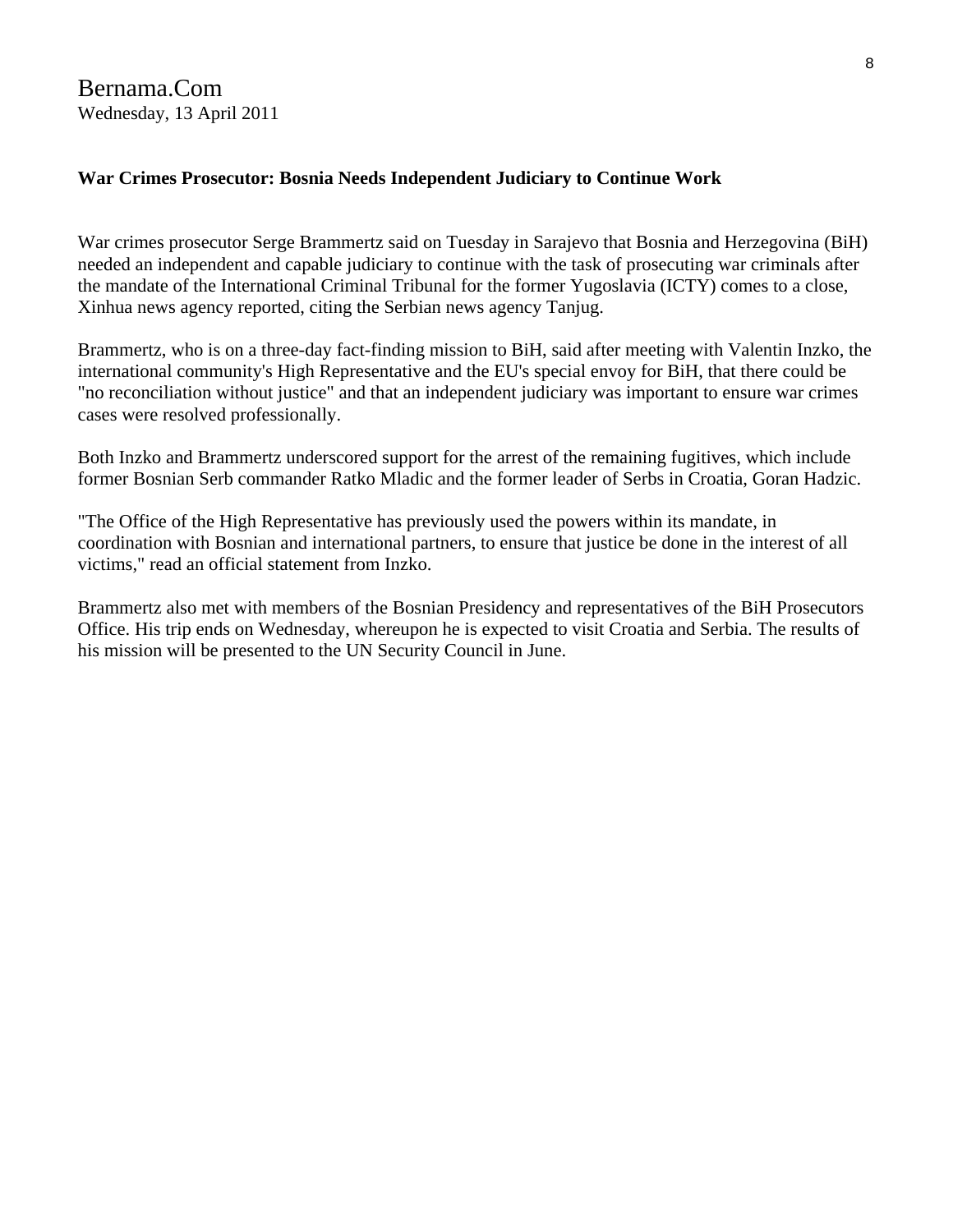Bernama.Com
Wednesday, 13 April 2011

**War Crimes Prosecutor: Bosnia Needs Independent Judiciary to Continue Work**

War crimes prosecutor Serge Brammertz said on Tuesday in Sarajevo that Bosnia and Herzegovina (BiH) needed an independent and capable judiciary to continue with the task of prosecuting war criminals after the mandate of the International Criminal Tribunal for the former Yugoslavia (ICTY) comes to a close, Xinhua news agency reported, citing the Serbian news agency Tanjug.

Brammertz, who is on a three-day fact-finding mission to BiH, said after meeting with Valentin Inzko, the international community's High Representative and the EU's special envoy for BiH, that there could be "no reconciliation without justice" and that an independent judiciary was important to ensure war crimes cases were resolved professionally.

Both Inzko and Brammertz underscored support for the arrest of the remaining fugitives, which include former Bosnian Serb commander Ratko Mladic and the former leader of Serbs in Croatia, Goran Hadzic.

"The Office of the High Representative has previously used the powers within its mandate, in coordination with Bosnian and international partners, to ensure that justice be done in the interest of all victims," read an official statement from Inzko.

Brammertz also met with members of the Bosnian Presidency and representatives of the BiH Prosecutors Office. His trip ends on Wednesday, whereupon he is expected to visit Croatia and Serbia. The results of his mission will be presented to the UN Security Council in June.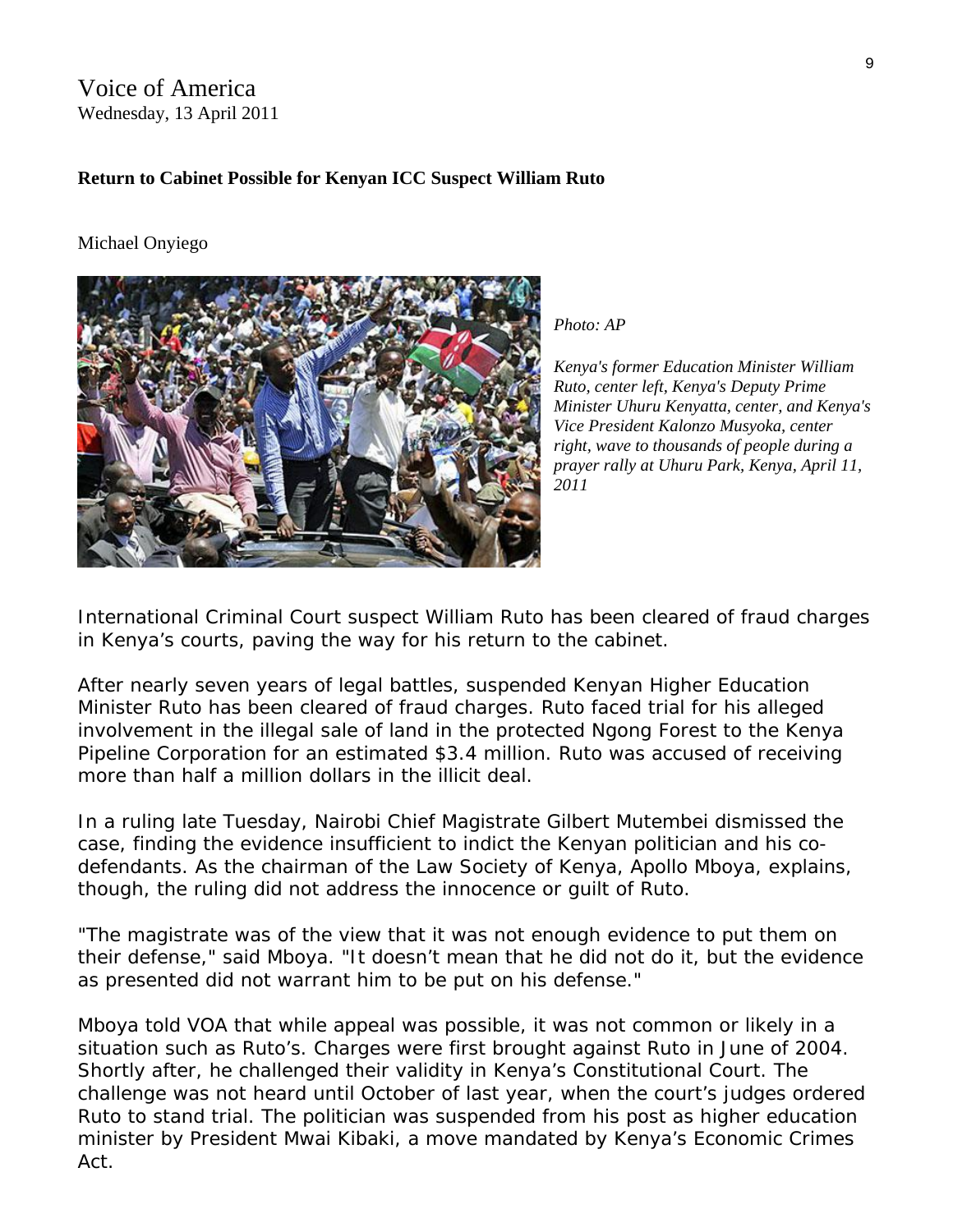Voice of America
Wednesday, 13 April 2011

**Return to Cabinet Possible for Kenyan ICC Suspect William Ruto**

Michael Onyiego

*Photo: AP*

*Kenya's former Education Minister William Ruto, center left, Kenya's Deputy Prime Minister Uhuru Kenyatta, center, and Kenya's Vice President Kalonzo Musyoka, center right, wave to thousands of people during a prayer rally at Uhuru Park, Kenya, April 11, 2011*

International Criminal Court suspect William Ruto has been cleared of fraud charges in Kenya's courts, paving the way for his return to the cabinet.

After nearly seven years of legal battles, suspended Kenyan Higher Education Minister Ruto has been cleared of fraud charges. Ruto faced trial for his alleged involvement in the illegal sale of land in the protected Ngong Forest to the Kenya Pipeline Corporation for an estimated $3.4 million. Ruto was accused of receiving more than half a million dollars in the illicit deal.

In a ruling late Tuesday, Nairobi Chief Magistrate Gilbert Mutembei dismissed the case, finding the evidence insufficient to indict the Kenyan politician and his co-defendants. As the chairman of the Law Society of Kenya, Apollo Mboya, explains, though, the ruling did not address the innocence or guilt of Ruto.

"The magistrate was of the view that it was not enough evidence to put them on their defense," said Mboya. "It doesn't mean that he did not do it, but the evidence as presented did not warrant him to be put on his defense."

Mboya told VOA that while appeal was possible, it was not common or likely in a situation such as Ruto's. Charges were first brought against Ruto in June of 2004. Shortly after, he challenged their validity in Kenya's Constitutional Court. The challenge was not heard until October of last year, when the court's judges ordered Ruto to stand trial. The politician was suspended from his post as higher education minister by President Mwai Kibaki, a move mandated by Kenya's Economic Crimes Act.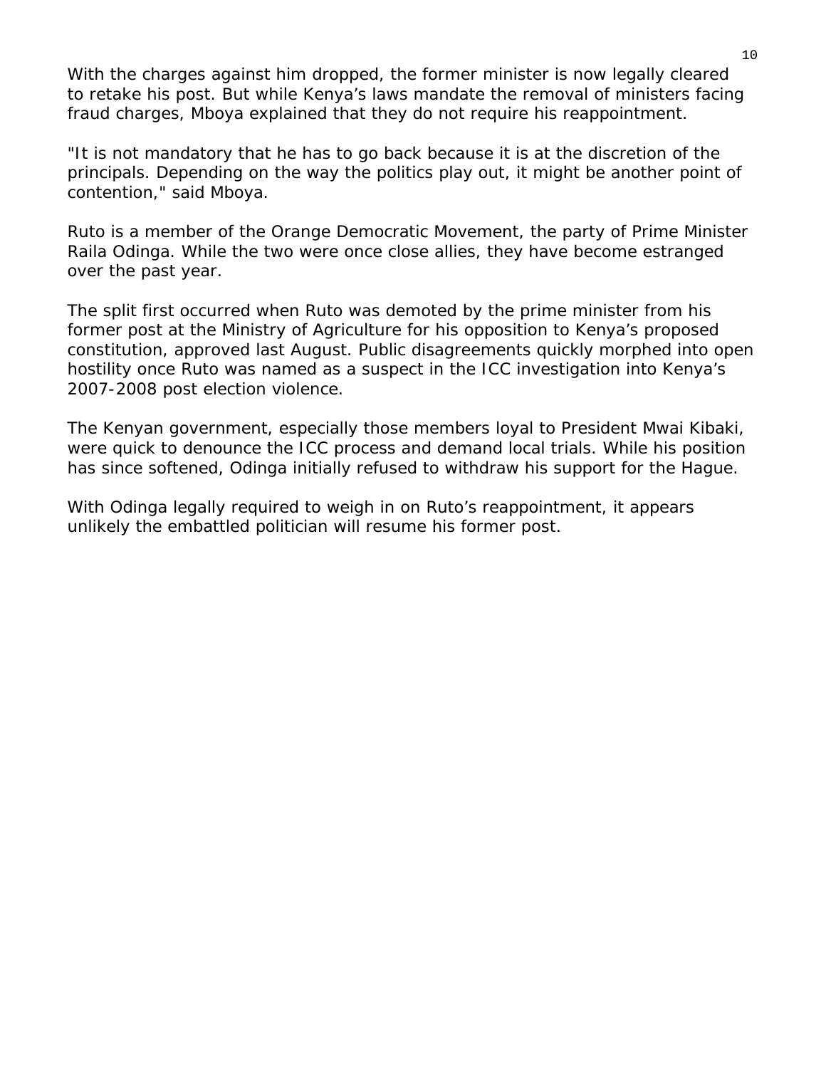With the charges against him dropped, the former minister is now legally cleared to retake his post. But while Kenya's laws mandate the removal of ministers facing fraud charges, Mboya explained that they do not require his reappointment.

"It is not mandatory that he has to go back because it is at the discretion of the principals. Depending on the way the politics play out, it might be another point of contention," said Mboya.

Ruto is a member of the Orange Democratic Movement, the party of Prime Minister Raila Odinga. While the two were once close allies, they have become estranged over the past year.

The split first occurred when Ruto was demoted by the prime minister from his former post at the Ministry of Agriculture for his opposition to Kenya's proposed constitution, approved last August. Public disagreements quickly morphed into open hostility once Ruto was named as a suspect in the ICC investigation into Kenya's 2007-2008 post election violence.

The Kenyan government, especially those members loyal to President Mwai Kibaki, were quick to denounce the ICC process and demand local trials. While his position has since softened, Odinga initially refused to withdraw his support for the Hague.

With Odinga legally required to weigh in on Ruto's reappointment, it appears unlikely the embattled politician will resume his former post.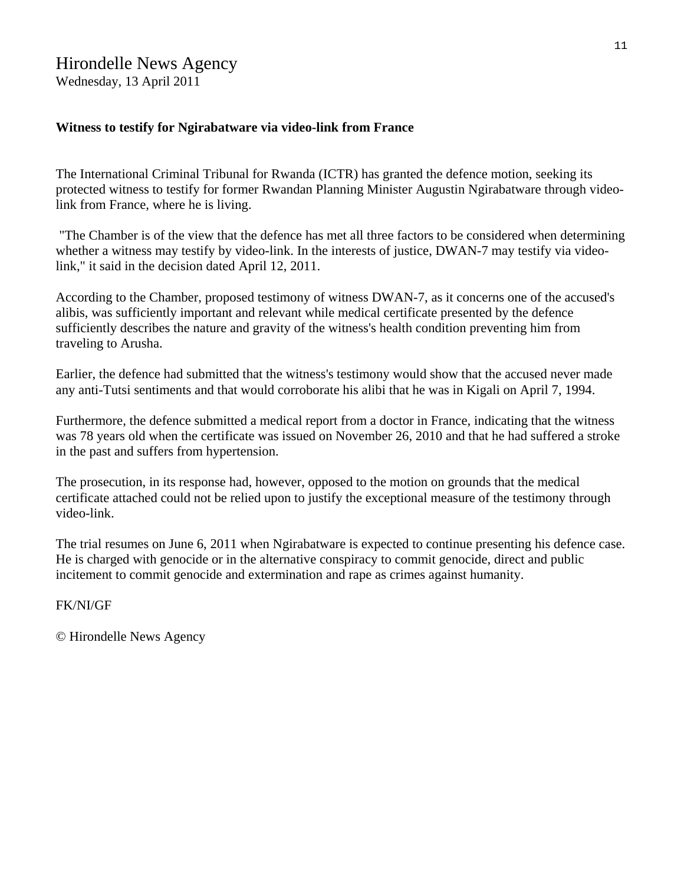# Hirondelle News Agency

Wednesday, 13 April 2011

**Witness to testify for Ngirabatware via video-link from France**

The International Criminal Tribunal for Rwanda (ICTR) has granted the defence motion, seeking its protected witness to testify for former Rwandan Planning Minister Augustin Ngirabatware through video-link from France, where he is living.

"The Chamber is of the view that the defence has met all three factors to be considered when determining whether a witness may testify by video-link. In the interests of justice, DWAN-7 may testify via video-link," it said in the decision dated April 12, 2011.

According to the Chamber, proposed testimony of witness DWAN-7, as it concerns one of the accused's alibis, was sufficiently important and relevant while medical certificate presented by the defence sufficiently describes the nature and gravity of the witness's health condition preventing him from traveling to Arusha.

Earlier, the defence had submitted that the witness's testimony would show that the accused never made any anti-Tutsi sentiments and that would corroborate his alibi that he was in Kigali on April 7, 1994.

Furthermore, the defence submitted a medical report from a doctor in France, indicating that the witness was 78 years old when the certificate was issued on November 26, 2010 and that he had suffered a stroke in the past and suffers from hypertension.

The prosecution, in its response had, however, opposed to the motion on grounds that the medical certificate attached could not be relied upon to justify the exceptional measure of the testimony through video-link.

The trial resumes on June 6, 2011 when Ngirabatware is expected to continue presenting his defence case. He is charged with genocide or in the alternative conspiracy to commit genocide, direct and public incitement to commit genocide and extermination and rape as crimes against humanity.

FK/NI/GF

© Hirondelle News Agency